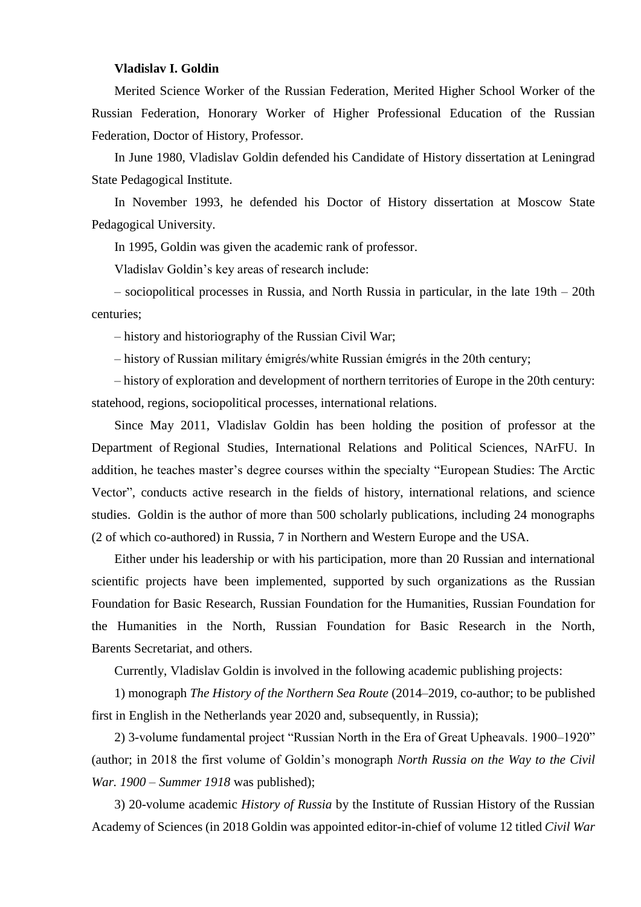**Vladislav I. Goldin**

Merited Science Worker of the Russian Federation, Merited Higher School Worker of the Russian Federation, Honorary Worker of Higher Professional Education of the Russian Federation, Doctor of History, Professor.

In June 1980, Vladislav Goldin defended his Candidate of History dissertation at Leningrad State Pedagogical Institute.

In November 1993, he defended his Doctor of History dissertation at Moscow State Pedagogical University.

In 1995, Goldin was given the academic rank of professor.

Vladislav Goldin's key areas of research include:

– sociopolitical processes in Russia, and North Russia in particular, in the late 19th – 20th centuries;

– history and historiography of the Russian Civil War;

– history of Russian military émigrés/white Russian émigrés in the 20th century;

– history of exploration and development of northern territories of Europe in the 20th century: statehood, regions, sociopolitical processes, international relations.

Since May 2011, Vladislav Goldin has been holding the position of professor at the Department of Regional Studies, International Relations and Political Sciences, NArFU. In addition, he teaches master's degree courses within the specialty "European Studies: The Arctic Vector", conducts active research in the fields of history, international relations, and science studies. Goldin is the author of more than 500 scholarly publications, including 24 monographs (2 of which co-authored) in Russia, 7 in Northern and Western Europe and the USA.

Either under his leadership or with his participation, more than 20 Russian and international scientific projects have been implemented, supported by such organizations as the Russian Foundation for Basic Research, Russian Foundation for the Humanities, Russian Foundation for the Humanities in the North, Russian Foundation for Basic Research in the North, Barents Secretariat, and others.

Currently, Vladislav Goldin is involved in the following academic publishing projects:

1) monograph *The History of the Northern Sea Route* (2014–2019, co-author; to be published first in English in the Netherlands year 2020 and, subsequently, in Russia);

2) 3-volume fundamental project "Russian North in the Era of Great Upheavals. 1900–1920" (author; in 2018 the first volume of Goldin's monograph *North Russia on the Way to the Civil War. 1900 – Summer 1918* was published);

3) 20-volume academic *History of Russia* by the Institute of Russian History of the Russian Academy of Sciences (in 2018 Goldin was appointed editor-in-chief of volume 12 titled *Civil War*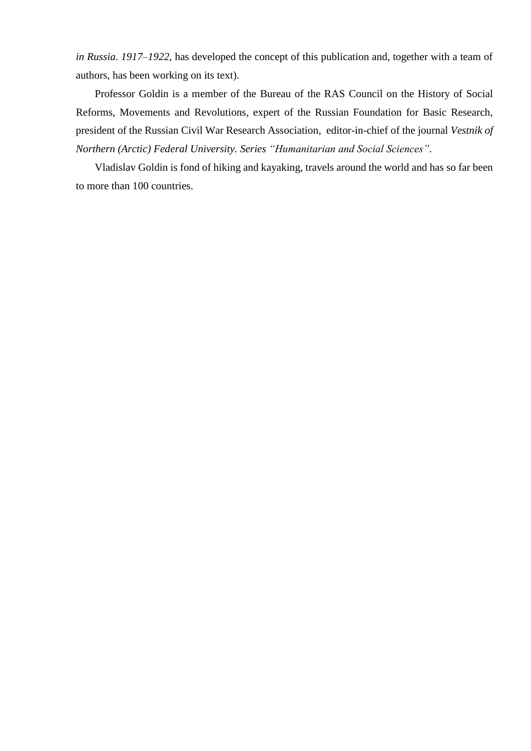*in Russia. 1917–1922*, has developed the concept of this publication and, together with a team of authors, has been working on its text).

Professor Goldin is a member of the Bureau of the RAS Council on the History of Social Reforms, Movements and Revolutions, expert of the Russian Foundation for Basic Research, president of the Russian Civil War Research Association, editor-in-chief of the journal *Vestnik of Northern (Arctic) Federal University. Series "Humanitarian and Social Sciences"*.

Vladislav Goldin is fond of hiking and kayaking, travels around the world and has so far been to more than 100 countries.